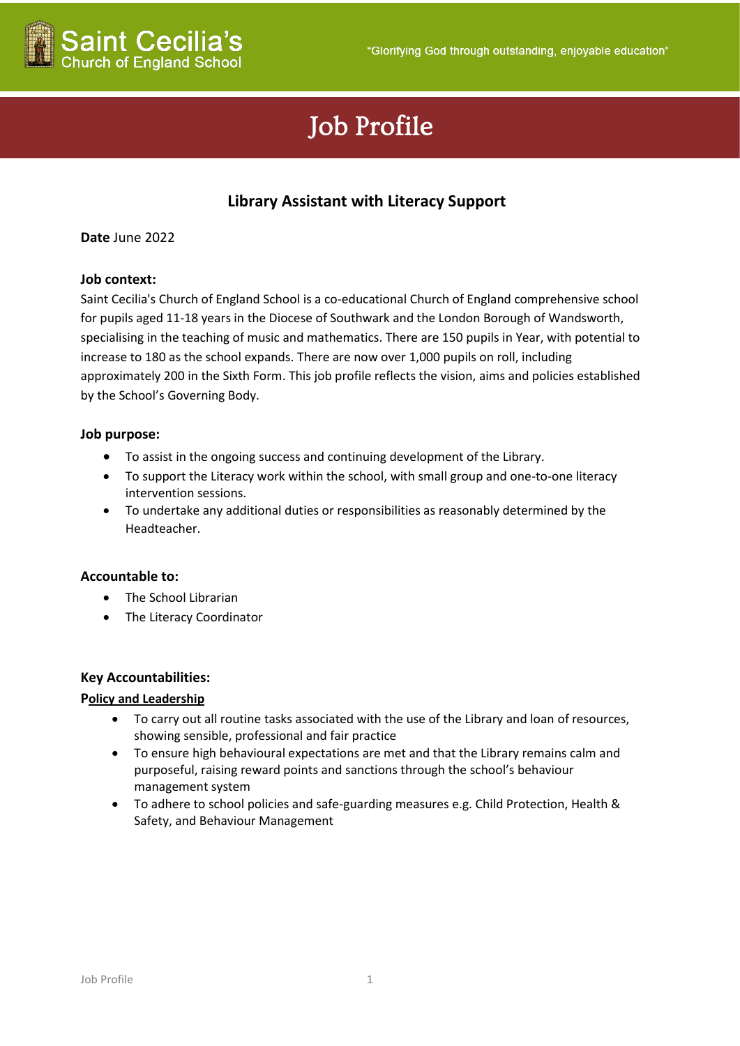Saint Cecilia's Church of England School

"Glorifying God through outstanding, enjoyable education"

# Job Profile

## Library Assistant with Literacy Support

**Date** June 2022

**Job context:**

Saint Cecilia's Church of England School is a co-educational Church of England comprehensive school for pupils aged 11-18 years in the Diocese of Southwark and the London Borough of Wandsworth, specialising in the teaching of music and mathematics. There are 150 pupils in Year, with potential to increase to 180 as the school expands. There are now over 1,000 pupils on roll, including approximately 200 in the Sixth Form. This job profile reflects the vision, aims and policies established by the School's Governing Body.

**Job purpose:**

- To assist in the ongoing success and continuing development of the Library.
- To support the Literacy work within the school, with small group and one-to-one literacy intervention sessions.
- To undertake any additional duties or responsibilities as reasonably determined by the Headteacher.

**Accountable to:**

- The School Librarian
- The Literacy Coordinator

**Key Accountabilities:**

**Policy and Leadership**

- To carry out all routine tasks associated with the use of the Library and loan of resources, showing sensible, professional and fair practice
- To ensure high behavioural expectations are met and that the Library remains calm and purposeful, raising reward points and sanctions through the school's behaviour management system
- To adhere to school policies and safe-guarding measures e.g. Child Protection, Health & Safety, and Behaviour Management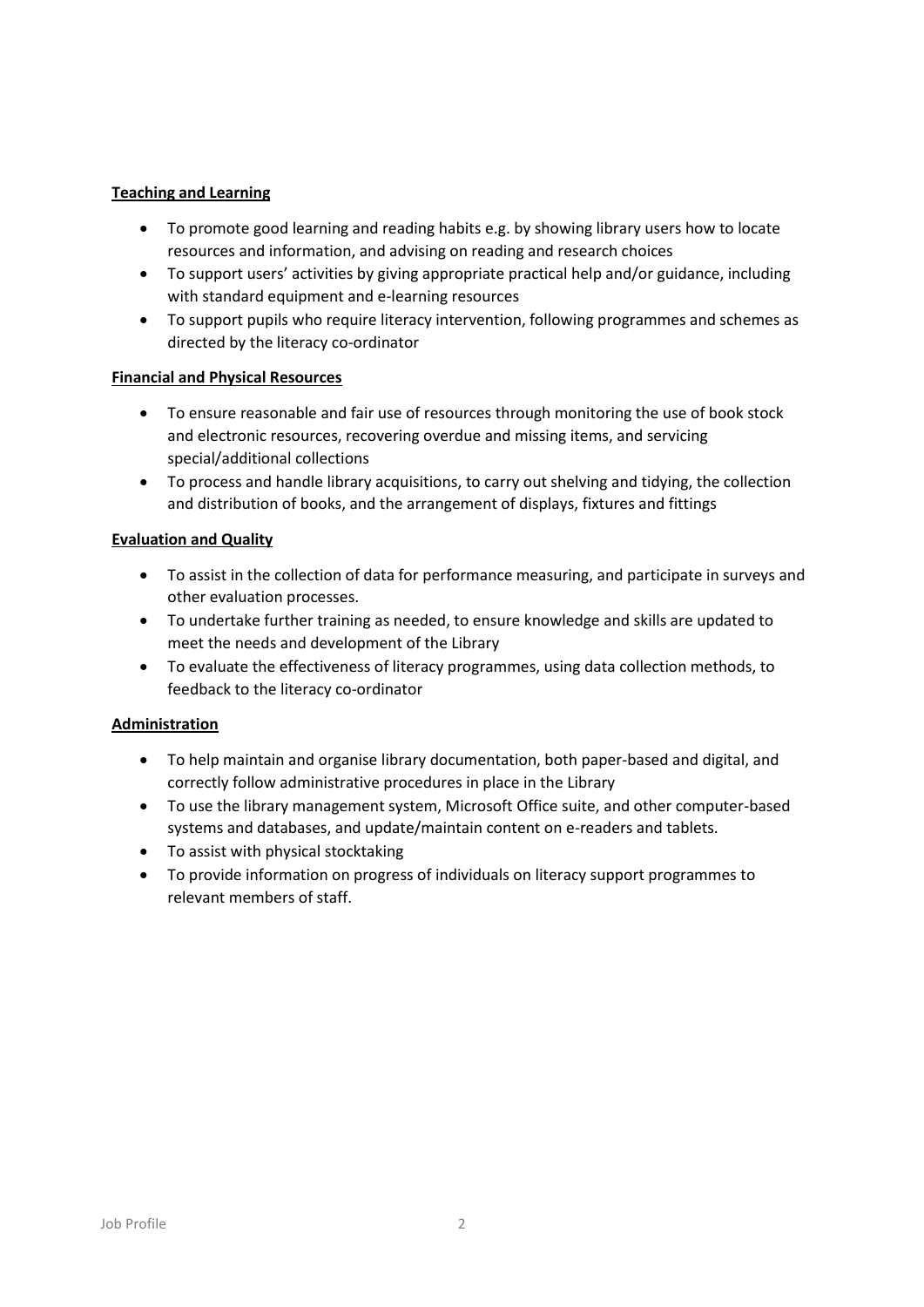**Teaching and Learning**

- To promote good learning and reading habits e.g. by showing library users how to locate resources and information, and advising on reading and research choices
- To support users' activities by giving appropriate practical help and/or guidance, including with standard equipment and e-learning resources
- To support pupils who require literacy intervention, following programmes and schemes as directed by the literacy co-ordinator

**Financial and Physical Resources**

- To ensure reasonable and fair use of resources through monitoring the use of book stock and electronic resources, recovering overdue and missing items, and servicing special/additional collections
- To process and handle library acquisitions, to carry out shelving and tidying, the collection and distribution of books, and the arrangement of displays, fixtures and fittings

**Evaluation and Quality**

- To assist in the collection of data for performance measuring, and participate in surveys and other evaluation processes.
- To undertake further training as needed, to ensure knowledge and skills are updated to meet the needs and development of the Library
- To evaluate the effectiveness of literacy programmes, using data collection methods, to feedback to the literacy co-ordinator

**Administration**

- To help maintain and organise library documentation, both paper-based and digital, and correctly follow administrative procedures in place in the Library
- To use the library management system, Microsoft Office suite, and other computer-based systems and databases, and update/maintain content on e-readers and tablets.
- To assist with physical stocktaking
- To provide information on progress of individuals on literacy support programmes to relevant members of staff.